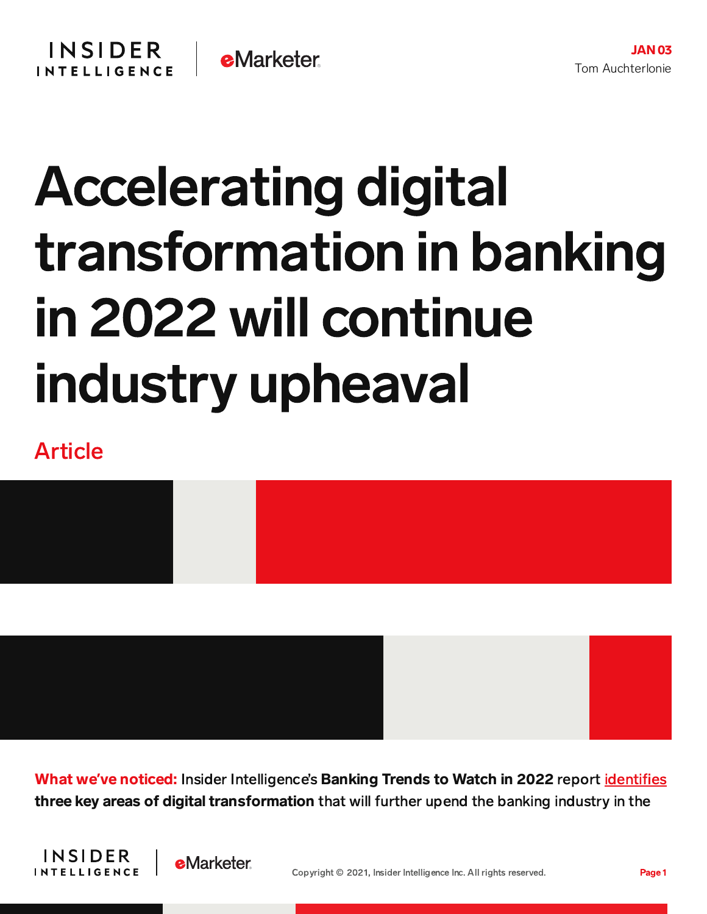JAN 03

Tom Auchterlonie

# Accelerating digital transformation in banking in 2022 will continue industry upheaval

Article

**What we've noticed:** Insider Intelligence's **Banking Trends to Watch in 2022** report identifies **three key areas of digital transformation** that will further upend the banking industry in the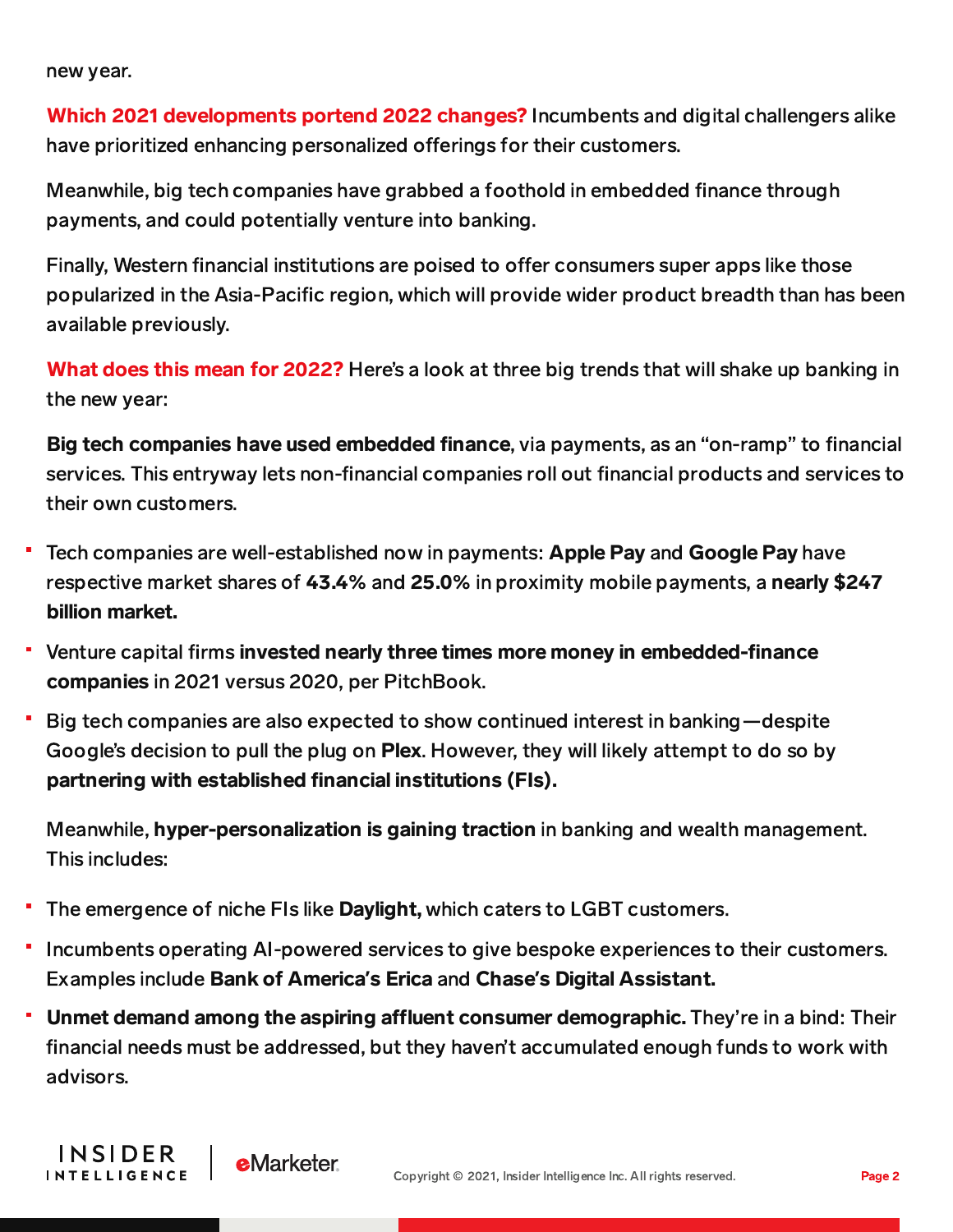new year.

**Which 2021 developments portend 2022 changes?** Incumbents and digital challengers alike have prioritized enhancing personalized offerings for their customers.

Meanwhile, big tech companies have grabbed a foothold in embedded finance through payments, and could potentially venture into banking.

Finally, Western financial institutions are poised to offer consumers super apps like those popularized in the Asia-Pacific region, which will provide wider product breadth than has been available previously.

**What does this mean for 2022?** Here's a look at three big trends that will shake up banking in the new year:

**Big tech companies have used embedded finance**, via payments, as an "on-ramp" to financial services. This entryway lets non-financial companies roll out financial products and services to their own customers.

- Tech companies are well-established now in payments: **Apple Pay** and **Google Pay** have respective market shares of **43.4%** and **25.0%** in proximity mobile payments, a **nearly $247 billion market.**
- Venture capital firms **invested nearly three times more money in embedded-finance companies** in 2021 versus 2020, per PitchBook.
- Big tech companies are also expected to show continued interest in banking—despite Google's decision to pull the plug on **Plex**. However, they will likely attempt to do so by **partnering with established financial institutions (FIs).**

Meanwhile, **hyper-personalization is gaining traction** in banking and wealth management. This includes:

- The emergence of niche FIs like **Daylight,** which caters to LGBT customers.
- Incumbents operating AI-powered services to give bespoke experiences to their customers. Examples include **Bank of America's Erica** and **Chase's Digital Assistant.**
- **Unmet demand among the aspiring affluent consumer demographic.** They're in a bind: Their financial needs must be addressed, but they haven't accumulated enough funds to work with advisors.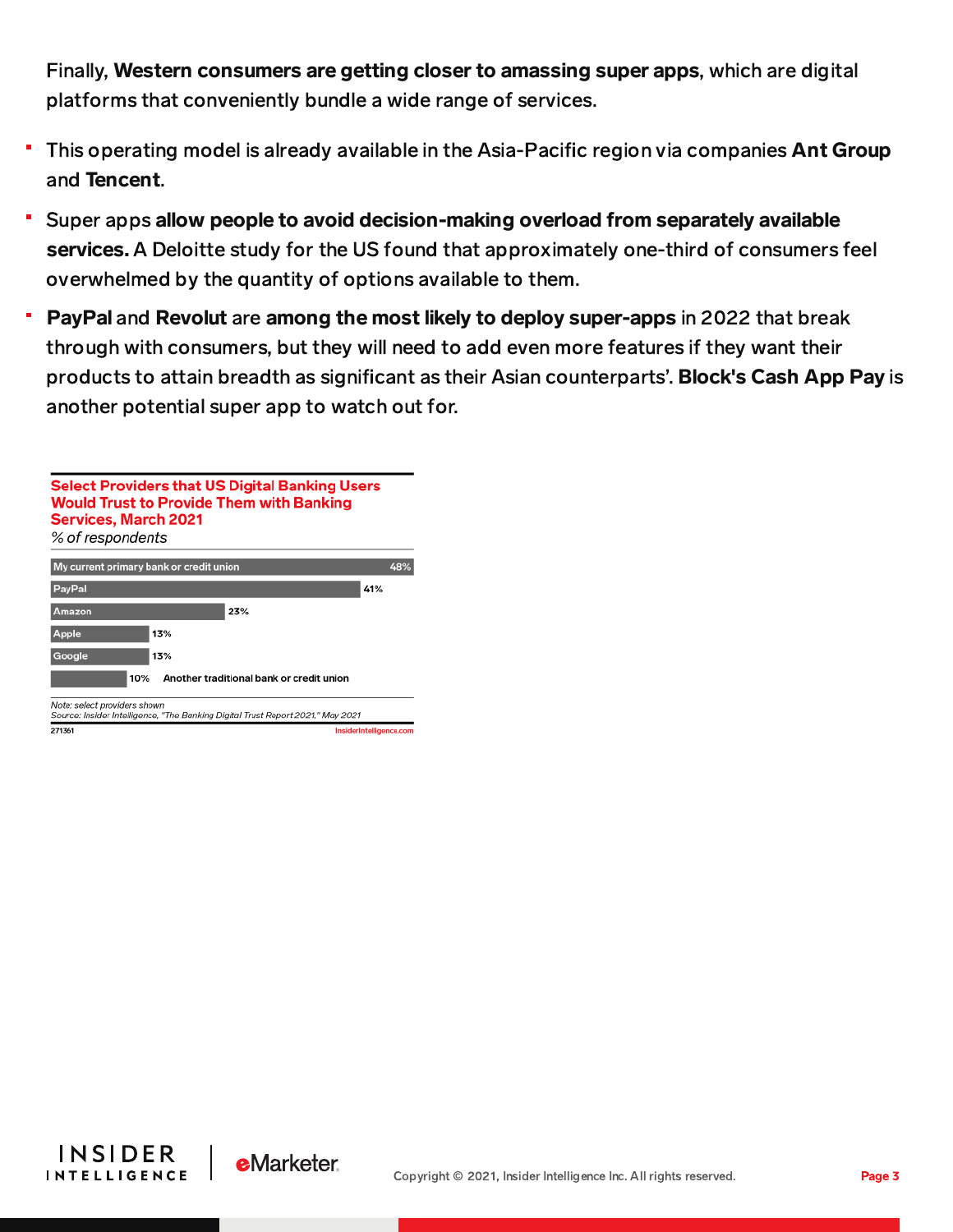Finally, **Western consumers are getting closer to amassing super apps**, which are digital platforms that conveniently bundle a wide range of services.

- This operating model is already available in the Asia-Pacific region via companies **Ant Group** and **Tencent**.
- Super apps **allow people to avoid decision-making overload from separately available services.** A Deloitte study for the US found that approximately one-third of consumers feel overwhelmed by the quantity of options available to them.
- **PayPal** and **Revolut** are **among the most likely to deploy super-apps** in 2022 that break through with consumers, but they will need to add even more features if they want their products to attain breadth as significant as their Asian counterparts'. **Block's Cash App Pay** is another potential super app to watch out for.

**Select Providers that US Digital Banking Users Would Trust to Provide Them with Banking Services, March 2021**

*% of respondents*

My current primary bank or credit union 48%

PayPal 41%

Amazon 23%

Apple 13%

Google 13%

10% Another traditional bank or credit union

*Note: select providers shown*
*Source: Insider Intelligence, "The Banking Digital Trust Report 2021," May 2021*

271361

InsiderIntelligence.com

Copyright © 2021, Insider Intelligence Inc. All rights reserved.